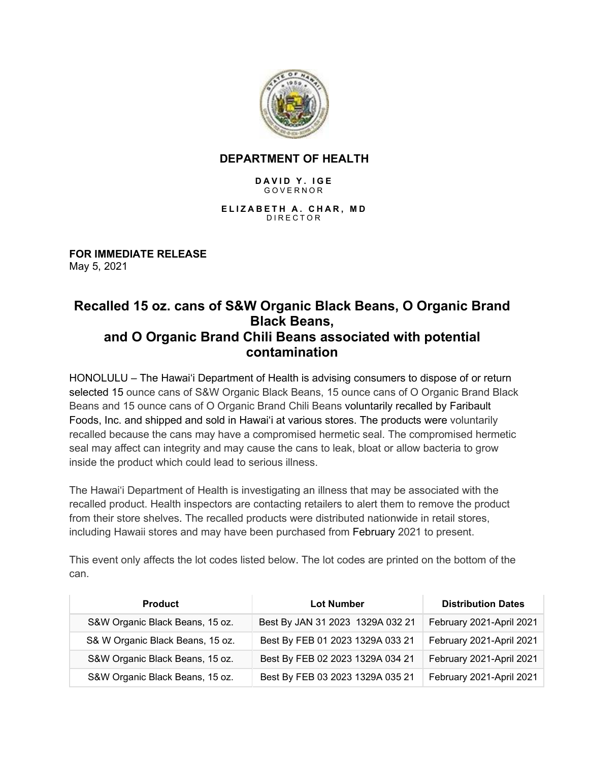## DEPARTMENT OF HEALTH

**D A V I D Y . I G E**
G O V E R N O R

**E L I Z A B E T H A . C H A R , M D**
D I R E C T O R

**FOR IMMEDIATE RELEASE**
May 5, 2021

# Recalled 15 oz. cans of S&W Organic Black Beans, O Organic Brand Black Beans, and O Organic Brand Chili Beans associated with potential contamination

HONOLULU – The Hawaiʻi Department of Health is advising consumers to dispose of or return selected 15 ounce cans of S&W Organic Black Beans, 15 ounce cans of O Organic Brand Black Beans and 15 ounce cans of O Organic Brand Chili Beans voluntarily recalled by Faribault Foods, Inc. and shipped and sold in Hawaiʻi at various stores. The products were voluntarily recalled because the cans may have a compromised hermetic seal. The compromised hermetic seal may affect can integrity and may cause the cans to leak, bloat or allow bacteria to grow inside the product which could lead to serious illness.

The Hawaiʻi Department of Health is investigating an illness that may be associated with the recalled product. Health inspectors are contacting retailers to alert them to remove the product from their store shelves. The recalled products were distributed nationwide in retail stores, including Hawaii stores and may have been purchased from February 2021 to present.

This event only affects the lot codes listed below. The lot codes are printed on the bottom of the can.

| Product | Lot Number | Distribution Dates |
|---|---|---|
| S&W Organic Black Beans, 15 oz. | Best By JAN 31 2023 1329A 032 21 | February 2021-April 2021 |
| S& W Organic Black Beans, 15 oz. | Best By FEB 01 2023 1329A 033 21 | February 2021-April 2021 |
| S&W Organic Black Beans, 15 oz. | Best By FEB 02 2023 1329A 034 21 | February 2021-April 2021 |
| S&W Organic Black Beans, 15 oz. | Best By FEB 03 2023 1329A 035 21 | February 2021-April 2021 |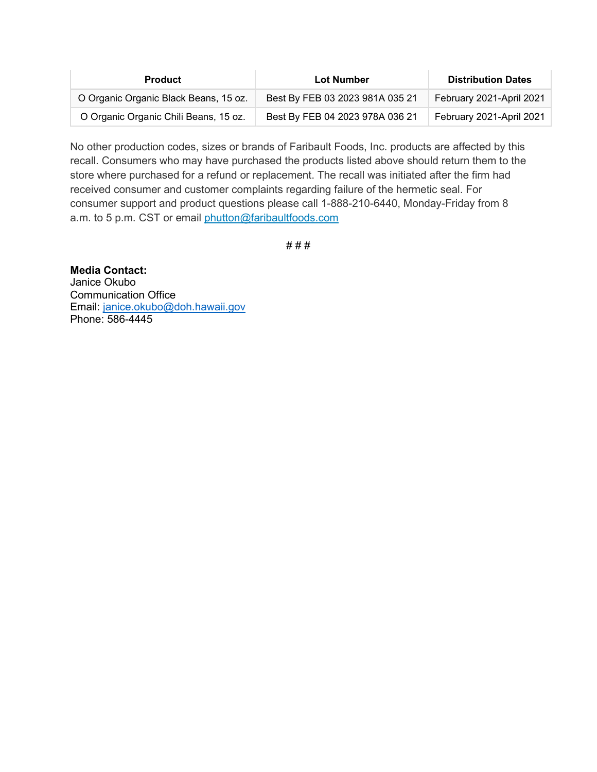| Product | Lot Number | Distribution Dates |
| --- | --- | --- |
| O Organic Organic Black Beans, 15 oz. | Best By FEB 03 2023 981A 035 21 | February 2021-April 2021 |
| O Organic Organic Chili Beans, 15 oz. | Best By FEB 04 2023 978A 036 21 | February 2021-April 2021 |

No other production codes, sizes or brands of Faribault Foods, Inc. products are affected by this recall. Consumers who may have purchased the products listed above should return them to the store where purchased for a refund or replacement. The recall was initiated after the firm had received consumer and customer complaints regarding failure of the hermetic seal. For consumer support and product questions please call 1-888-210-6440, Monday-Friday from 8 a.m. to 5 p.m. CST or email phutton@faribaultfoods.com

# # #

**Media Contact:**
Janice Okubo
Communication Office
Email: janice.okubo@doh.hawaii.gov
Phone: 586-4445